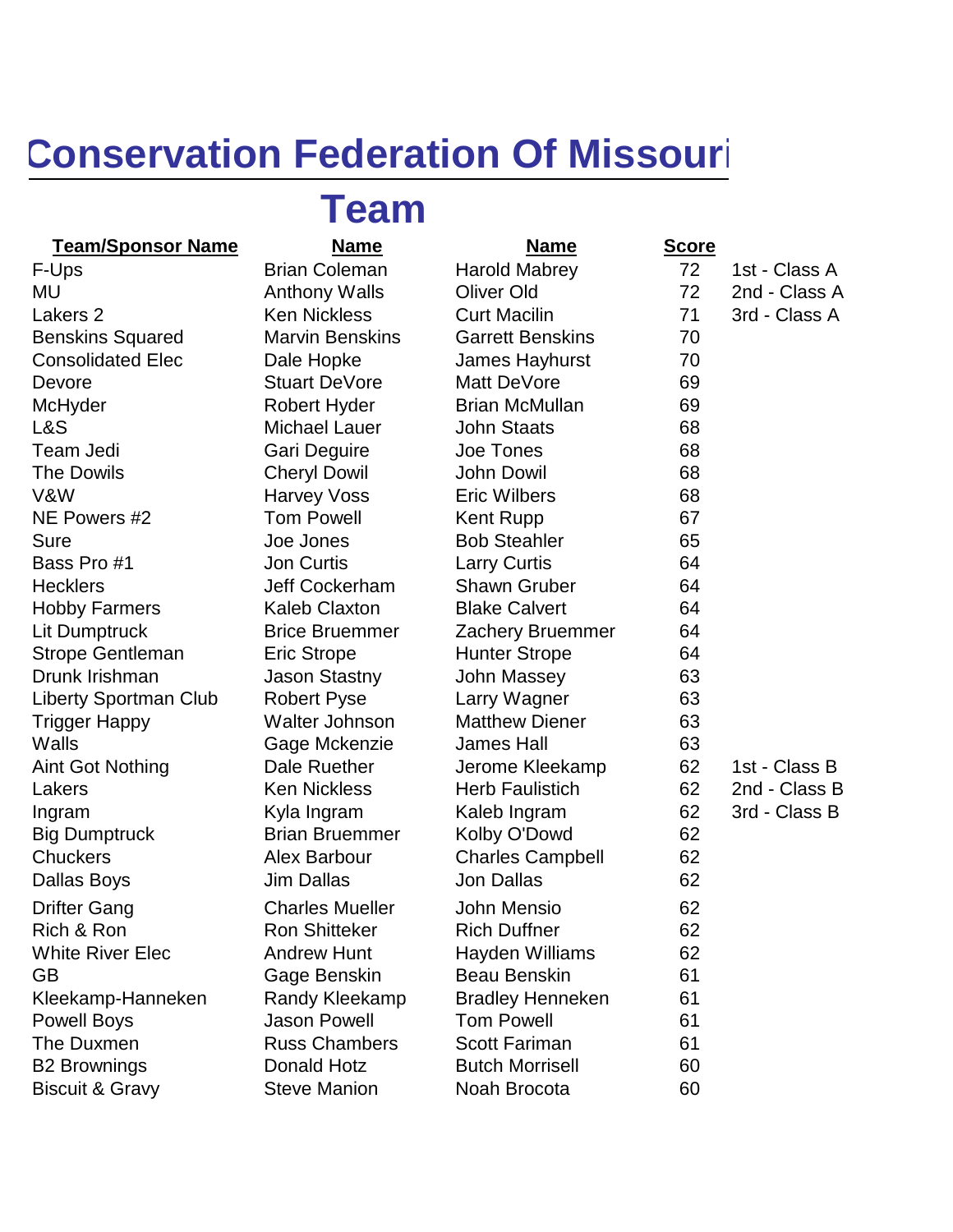# Conservation Federation Of Missouri

## Team

| Team/Sponsor Name | Name | Name | Score | |
|---|---|---|---|---|
| F-Ups | Brian Coleman | Harold Mabrey | 72 | 1st - Class A |
| MU | Anthony Walls | Oliver Old | 72 | 2nd - Class A |
| Lakers 2 | Ken Nickless | Curt Macilin | 71 | 3rd - Class A |
| Benskins Squared | Marvin Benskins | Garrett Benskins | 70 | |
| Consolidated Elec | Dale Hopke | James Hayhurst | 70 | |
| Devore | Stuart DeVore | Matt DeVore | 69 | |
| McHyder | Robert Hyder | Brian McMullan | 69 | |
| L&S | Michael Lauer | John Staats | 68 | |
| Team Jedi | Gari Deguire | Joe Tones | 68 | |
| The Dowils | Cheryl Dowil | John Dowil | 68 | |
| V&W | Harvey Voss | Eric Wilbers | 68 | |
| NE Powers #2 | Tom Powell | Kent Rupp | 67 | |
| Sure | Joe Jones | Bob Steahler | 65 | |
| Bass Pro #1 | Jon Curtis | Larry Curtis | 64 | |
| Hecklers | Jeff Cockerham | Shawn Gruber | 64 | |
| Hobby Farmers | Kaleb Claxton | Blake Calvert | 64 | |
| Lit Dumptruck | Brice Bruemmer | Zachery Bruemmer | 64 | |
| Strope Gentleman | Eric Strope | Hunter Strope | 64 | |
| Drunk Irishman | Jason Stastny | John Massey | 63 | |
| Liberty Sportman Club | Robert Pyse | Larry Wagner | 63 | |
| Trigger Happy | Walter Johnson | Matthew Diener | 63 | |
| Walls | Gage Mckenzie | James Hall | 63 | |
| Aint Got Nothing | Dale Ruether | Jerome Kleekamp | 62 | 1st - Class B |
| Lakers | Ken Nickless | Herb Faulistich | 62 | 2nd - Class B |
| Ingram | Kyla Ingram | Kaleb Ingram | 62 | 3rd - Class B |
| Big Dumptruck | Brian Bruemmer | Kolby O'Dowd | 62 | |
| Chuckers | Alex Barbour | Charles Campbell | 62 | |
| Dallas Boys | Jim Dallas | Jon Dallas | 62 | |
| Drifter Gang | Charles Mueller | John Mensio | 62 | |
| Rich & Ron | Ron Shitteker | Rich Duffner | 62 | |
| White River Elec | Andrew Hunt | Hayden Williams | 62 | |
| GB | Gage Benskin | Beau Benskin | 61 | |
| Kleekamp-Hanneken | Randy Kleekamp | Bradley Henneken | 61 | |
| Powell Boys | Jason Powell | Tom Powell | 61 | |
| The Duxmen | Russ Chambers | Scott Fariman | 61 | |
| B2 Brownings | Donald Hotz | Butch Morrisell | 60 | |
| Biscuit & Gravy | Steve Manion | Noah Brocota | 60 | |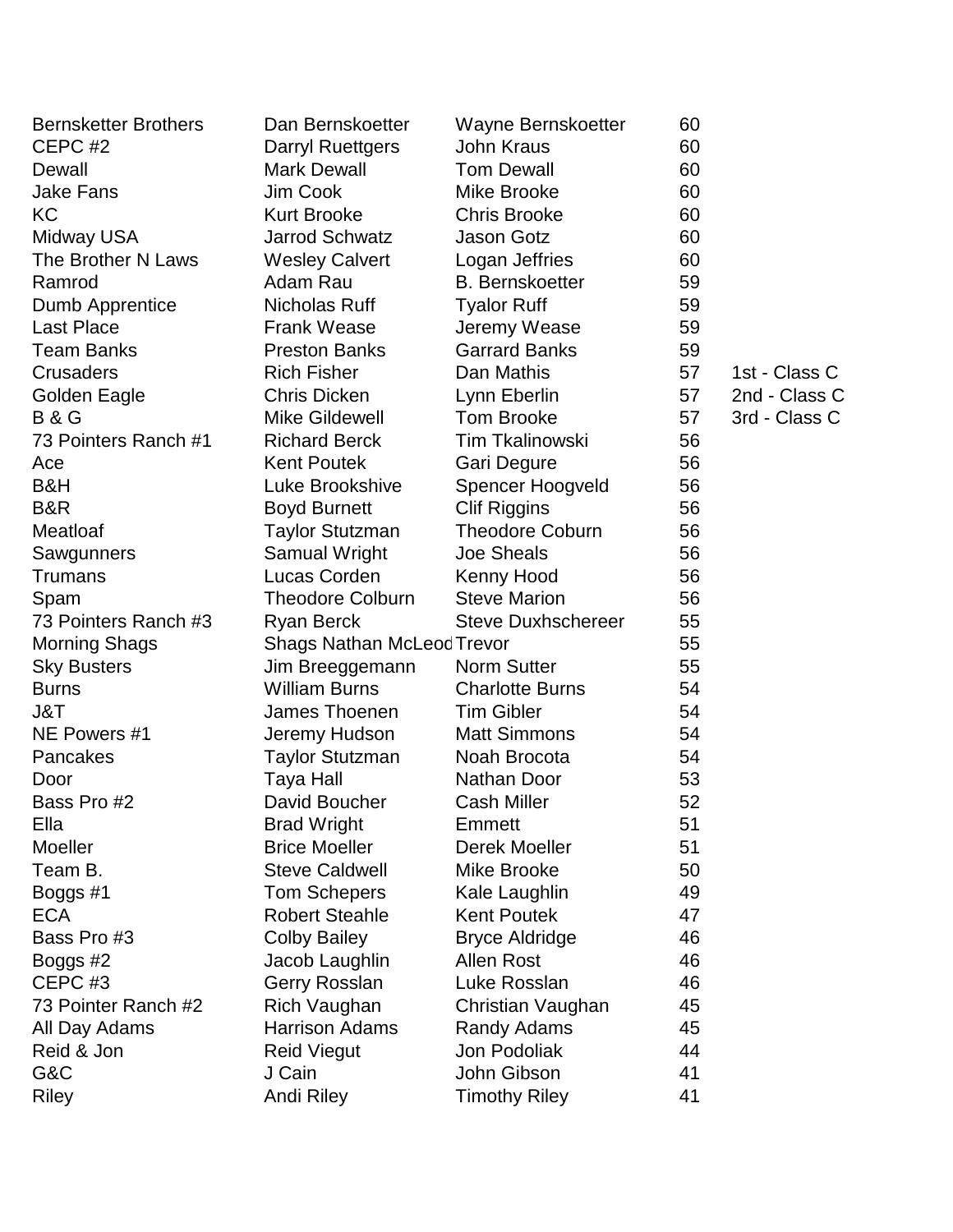| | | | | |
|---|---|---|---|---|
| Bernsketter Brothers | Dan Bernskoetter | Wayne Bernskoetter | 60 | |
| CEPC #2 | Darryl Ruettgers | John Kraus | 60 | |
| Dewall | Mark Dewall | Tom Dewall | 60 | |
| Jake Fans | Jim Cook | Mike Brooke | 60 | |
| KC | Kurt Brooke | Chris Brooke | 60 | |
| Midway USA | Jarrod Schwatz | Jason Gotz | 60 | |
| The Brother N Laws | Wesley Calvert | Logan Jeffries | 60 | |
| Ramrod | Adam Rau | B. Bernskoetter | 59 | |
| Dumb Apprentice | Nicholas Ruff | Tyalor Ruff | 59 | |
| Last Place | Frank Wease | Jeremy Wease | 59 | |
| Team Banks | Preston Banks | Garrard Banks | 59 | |
| Crusaders | Rich Fisher | Dan Mathis | 57 | 1st - Class C |
| Golden Eagle | Chris Dicken | Lynn Eberlin | 57 | 2nd - Class C |
| B & G | Mike Gildewell | Tom Brooke | 57 | 3rd - Class C |
| 73 Pointers Ranch #1 | Richard Berck | Tim Tkalinowski | 56 | |
| Ace | Kent Poutek | Gari Degure | 56 | |
| B&H | Luke Brookshive | Spencer Hoogveld | 56 | |
| B&R | Boyd Burnett | Clif Riggins | 56 | |
| Meatloaf | Taylor Stutzman | Theodore Coburn | 56 | |
| Sawgunners | Samual Wright | Joe Sheals | 56 | |
| Trumans | Lucas Corden | Kenny Hood | 56 | |
| Spam | Theodore Colburn | Steve Marion | 56 | |
| 73 Pointers Ranch #3 | Ryan Berck | Steve Duxhschereer | 55 | |
| Morning Shags | Shags Nathan McLeod | Trevor | 55 | |
| Sky Busters | Jim Breeggemann | Norm Sutter | 55 | |
| Burns | William Burns | Charlotte Burns | 54 | |
| J&T | James Thoenen | Tim Gibler | 54 | |
| NE Powers #1 | Jeremy Hudson | Matt Simmons | 54 | |
| Pancakes | Taylor Stutzman | Noah Brocota | 54 | |
| Door | Taya Hall | Nathan Door | 53 | |
| Bass Pro #2 | David Boucher | Cash Miller | 52 | |
| Ella | Brad Wright | Emmett | 51 | |
| Moeller | Brice Moeller | Derek Moeller | 51 | |
| Team B. | Steve Caldwell | Mike Brooke | 50 | |
| Boggs #1 | Tom Schepers | Kale Laughlin | 49 | |
| ECA | Robert Steahle | Kent Poutek | 47 | |
| Bass Pro #3 | Colby Bailey | Bryce Aldridge | 46 | |
| Boggs #2 | Jacob Laughlin | Allen Rost | 46 | |
| CEPC #3 | Gerry Rosslan | Luke Rosslan | 46 | |
| 73 Pointer Ranch #2 | Rich Vaughan | Christian Vaughan | 45 | |
| All Day Adams | Harrison Adams | Randy Adams | 45 | |
| Reid & Jon | Reid Viegut | Jon Podoliak | 44 | |
| G&C | J Cain | John Gibson | 41 | |
| Riley | Andi Riley | Timothy Riley | 41 | |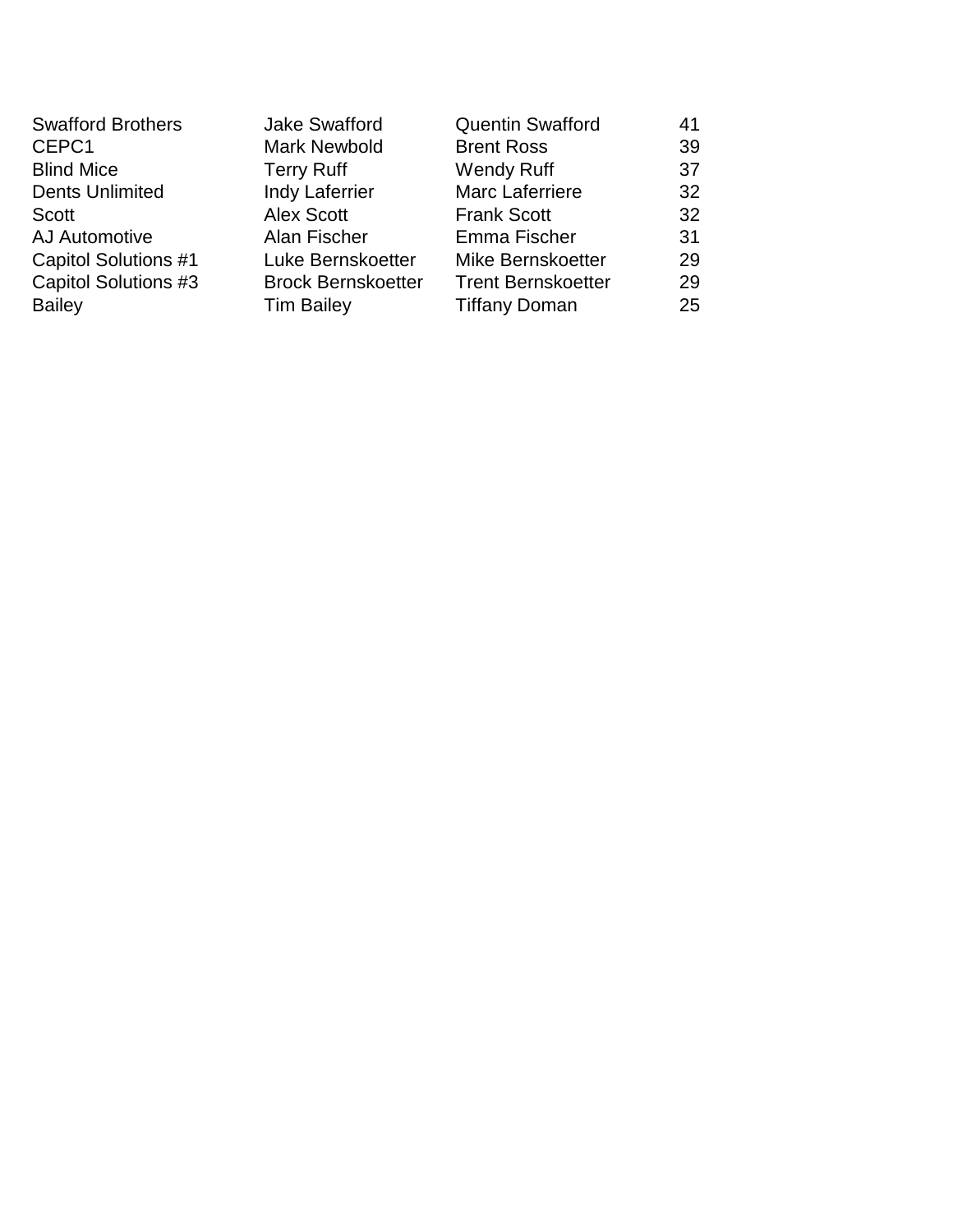| | | | |
|---|---|---|---|
| Swafford Brothers | Jake Swafford | Quentin Swafford | 41 |
| CEPC1 | Mark Newbold | Brent Ross | 39 |
| Blind Mice | Terry Ruff | Wendy Ruff | 37 |
| Dents Unlimited | Indy Laferrier | Marc Laferriere | 32 |
| Scott | Alex Scott | Frank Scott | 32 |
| AJ Automotive | Alan Fischer | Emma Fischer | 31 |
| Capitol Solutions #1 | Luke Bernskoetter | Mike Bernskoetter | 29 |
| Capitol Solutions #3 | Brock Bernskoetter | Trent Bernskoetter | 29 |
| Bailey | Tim Bailey | Tiffany Doman | 25 |